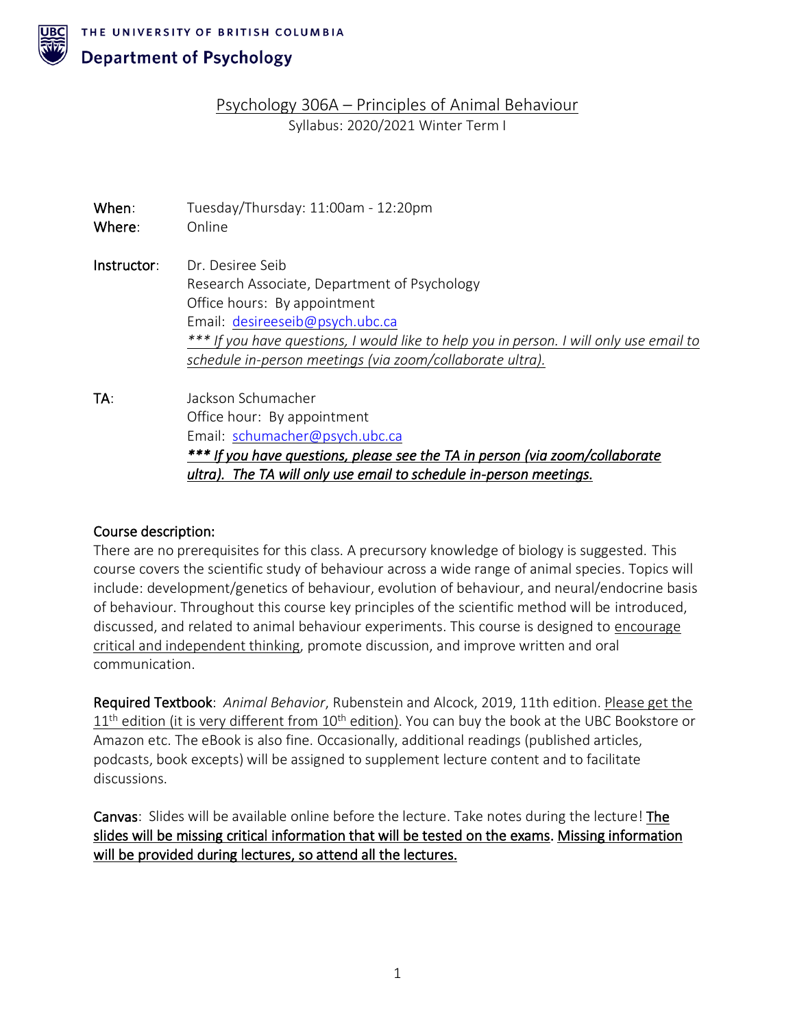THE UNIVERSITY OF BRITISH COLUMBIA

Department of Psychology

# Psychology 306A – Principles of Animal Behaviour

Syllabus: 2020/2021 Winter Term I

**When**: Tuesday/Thursday: 11:00am - 12:20pm
**Where**: Online

**Instructor**: Dr. Desiree Seib
Research Associate, Department of Psychology
Office hours: By appointment
Email: desireeseib@psych.ubc.ca
*\*\*\* If you have questions, I would like to help you in person. I will only use email to schedule in-person meetings (via zoom/collaborate ultra).*

**TA**: Jackson Schumacher
Office hour: By appointment
Email: schumacher@psych.ubc.ca
***\*\*\* If you have questions, please see the TA in person (via zoom/collaborate ultra). The TA will only use email to schedule in-person meetings.***

## Course description:

There are no prerequisites for this class. A precursory knowledge of biology is suggested. This course covers the scientific study of behaviour across a wide range of animal species. Topics will include: development/genetics of behaviour, evolution of behaviour, and neural/endocrine basis of behaviour. Throughout this course key principles of the scientific method will be introduced, discussed, and related to animal behaviour experiments. This course is designed to encourage critical and independent thinking, promote discussion, and improve written and oral communication.

**Required Textbook**: *Animal Behavior*, Rubenstein and Alcock, 2019, 11th edition. Please get the 11th edition (it is very different from 10th edition). You can buy the book at the UBC Bookstore or Amazon etc. The eBook is also fine. Occasionally, additional readings (published articles, podcasts, book excepts) will be assigned to supplement lecture content and to facilitate discussions.

**Canvas**: Slides will be available online before the lecture. Take notes during the lecture! **The slides will be missing critical information that will be tested on the exams. Missing information will be provided during lectures, so attend all the lectures.**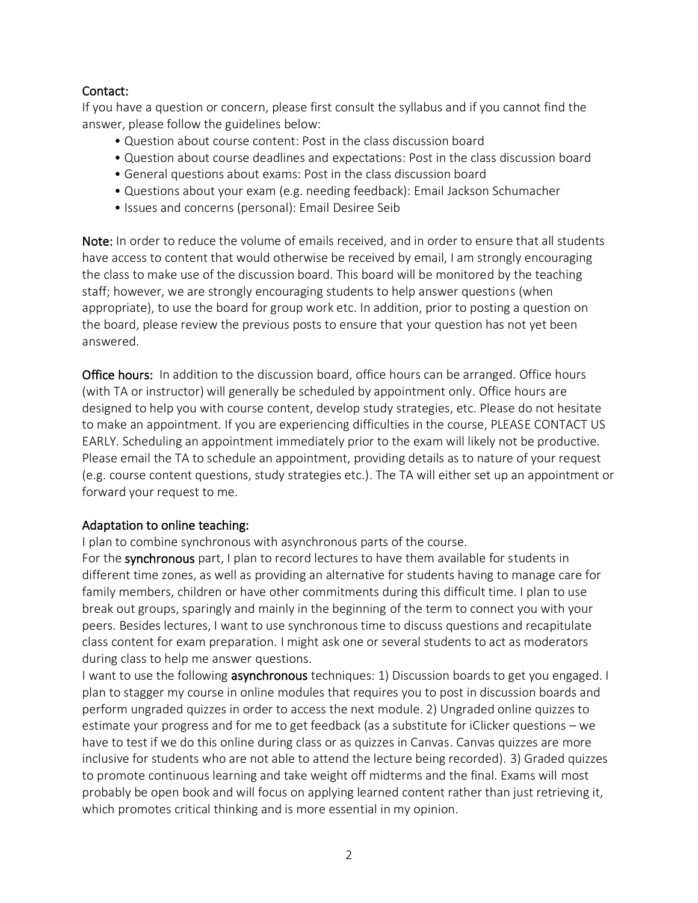## Contact:

If you have a question or concern, please first consult the syllabus and if you cannot find the answer, please follow the guidelines below:

- Question about course content: Post in the class discussion board
- Question about course deadlines and expectations: Post in the class discussion board
- General questions about exams: Post in the class discussion board
- Questions about your exam (e.g. needing feedback): Email Jackson Schumacher
- Issues and concerns (personal): Email Desiree Seib

**Note:** In order to reduce the volume of emails received, and in order to ensure that all students have access to content that would otherwise be received by email, I am strongly encouraging the class to make use of the discussion board. This board will be monitored by the teaching staff; however, we are strongly encouraging students to help answer questions (when appropriate), to use the board for group work etc. In addition, prior to posting a question on the board, please review the previous posts to ensure that your question has not yet been answered.

**Office hours:** In addition to the discussion board, office hours can be arranged. Office hours (with TA or instructor) will generally be scheduled by appointment only. Office hours are designed to help you with course content, develop study strategies, etc. Please do not hesitate to make an appointment. If you are experiencing difficulties in the course, PLEASE CONTACT US EARLY. Scheduling an appointment immediately prior to the exam will likely not be productive. Please email the TA to schedule an appointment, providing details as to nature of your request (e.g. course content questions, study strategies etc.). The TA will either set up an appointment or forward your request to me.

## Adaptation to online teaching:

I plan to combine synchronous with asynchronous parts of the course.

For the **synchronous** part, I plan to record lectures to have them available for students in different time zones, as well as providing an alternative for students having to manage care for family members, children or have other commitments during this difficult time. I plan to use break out groups, sparingly and mainly in the beginning of the term to connect you with your peers. Besides lectures, I want to use synchronous time to discuss questions and recapitulate class content for exam preparation. I might ask one or several students to act as moderators during class to help me answer questions.

I want to use the following **asynchronous** techniques: 1) Discussion boards to get you engaged. I plan to stagger my course in online modules that requires you to post in discussion boards and perform ungraded quizzes in order to access the next module. 2) Ungraded online quizzes to estimate your progress and for me to get feedback (as a substitute for iClicker questions – we have to test if we do this online during class or as quizzes in Canvas. Canvas quizzes are more inclusive for students who are not able to attend the lecture being recorded). 3) Graded quizzes to promote continuous learning and take weight off midterms and the final. Exams will most probably be open book and will focus on applying learned content rather than just retrieving it, which promotes critical thinking and is more essential in my opinion.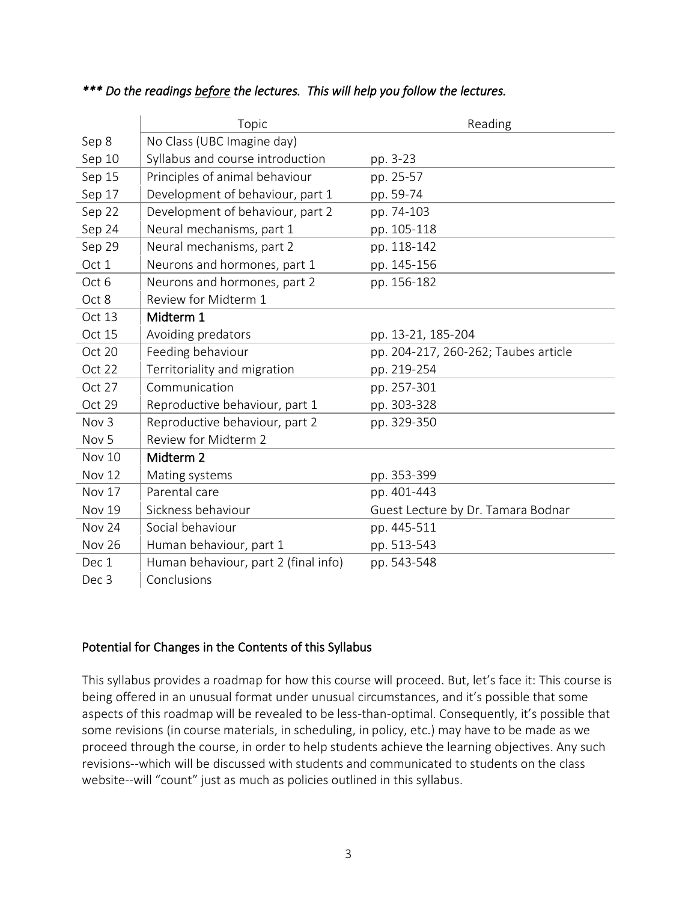***\* Do the readings <u>before</u> the lectures. This will help you follow the lectures.*

| | Topic | Reading |
|---|---|---|
| Sep 8 | No Class (UBC Imagine day) | |
| Sep 10 | Syllabus and course introduction | pp. 3-23 |
| Sep 15 | Principles of animal behaviour | pp. 25-57 |
| Sep 17 | Development of behaviour, part 1 | pp. 59-74 |
| Sep 22 | Development of behaviour, part 2 | pp. 74-103 |
| Sep 24 | Neural mechanisms, part 1 | pp. 105-118 |
| Sep 29 | Neural mechanisms, part 2 | pp. 118-142 |
| Oct 1 | Neurons and hormones, part 1 | pp. 145-156 |
| Oct 6 | Neurons and hormones, part 2 | pp. 156-182 |
| Oct 8 | Review for Midterm 1 | |
| Oct 13 | Midterm 1 | |
| Oct 15 | Avoiding predators | pp. 13-21, 185-204 |
| Oct 20 | Feeding behaviour | pp. 204-217, 260-262; Taubes article |
| Oct 22 | Territoriality and migration | pp. 219-254 |
| Oct 27 | Communication | pp. 257-301 |
| Oct 29 | Reproductive behaviour, part 1 | pp. 303-328 |
| Nov 3 | Reproductive behaviour, part 2 | pp. 329-350 |
| Nov 5 | Review for Midterm 2 | |
| Nov 10 | Midterm 2 | |
| Nov 12 | Mating systems | pp. 353-399 |
| Nov 17 | Parental care | pp. 401-443 |
| Nov 19 | Sickness behaviour | Guest Lecture by Dr. Tamara Bodnar |
| Nov 24 | Social behaviour | pp. 445-511 |
| Nov 26 | Human behaviour, part 1 | pp. 513-543 |
| Dec 1 | Human behaviour, part 2 (final info) | pp. 543-548 |
| Dec 3 | Conclusions | |

## Potential for Changes in the Contents of this Syllabus

This syllabus provides a roadmap for how this course will proceed. But, let's face it: This course is being offered in an unusual format under unusual circumstances, and it's possible that some aspects of this roadmap will be revealed to be less-than-optimal. Consequently, it's possible that some revisions (in course materials, in scheduling, in policy, etc.) may have to be made as we proceed through the course, in order to help students achieve the learning objectives. Any such revisions--which will be discussed with students and communicated to students on the class website--will "count" just as much as policies outlined in this syllabus.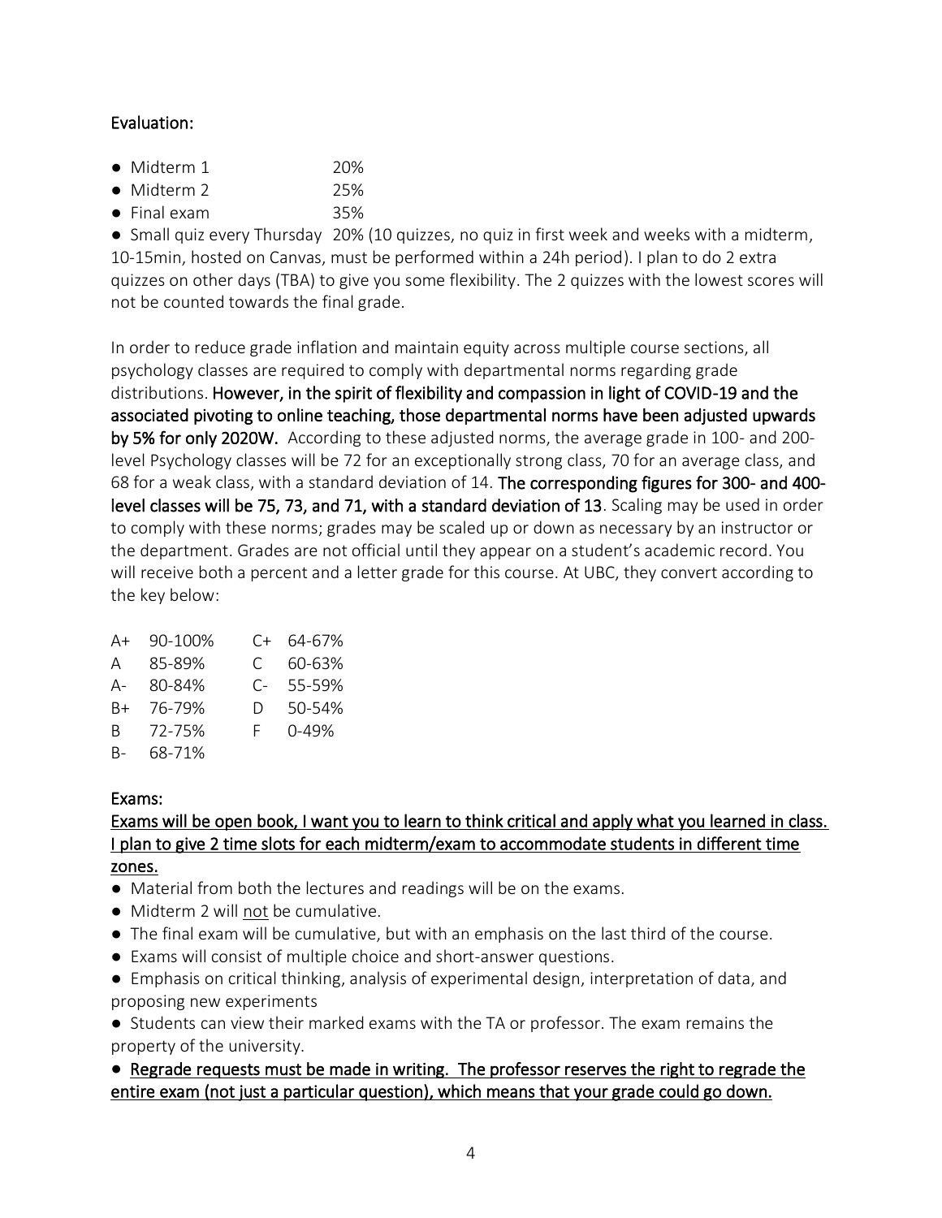## Evaluation:

- Midterm 1 20%
- Midterm 2 25%
- Final exam 35%
- Small quiz every Thursday 20% (10 quizzes, no quiz in first week and weeks with a midterm, 10-15min, hosted on Canvas, must be performed within a 24h period). I plan to do 2 extra quizzes on other days (TBA) to give you some flexibility. The 2 quizzes with the lowest scores will not be counted towards the final grade.

In order to reduce grade inflation and maintain equity across multiple course sections, all psychology classes are required to comply with departmental norms regarding grade distributions. **However, in the spirit of flexibility and compassion in light of COVID-19 and the associated pivoting to online teaching, those departmental norms have been adjusted upwards by 5% for only 2020W.** According to these adjusted norms, the average grade in 100- and 200-level Psychology classes will be 72 for an exceptionally strong class, 70 for an average class, and 68 for a weak class, with a standard deviation of 14. **The corresponding figures for 300- and 400-level classes will be 75, 73, and 71, with a standard deviation of 13**. Scaling may be used in order to comply with these norms; grades may be scaled up or down as necessary by an instructor or the department. Grades are not official until they appear on a student's academic record. You will receive both a percent and a letter grade for this course. At UBC, they convert according to the key below:

| | | | |
|---|---|---|---|
| A+ | 90-100% | C+ | 64-67% |
| A | 85-89% | C | 60-63% |
| A- | 80-84% | C- | 55-59% |
| B+ | 76-79% | D | 50-54% |
| B | 72-75% | F | 0-49% |
| B- | 68-71% | | |

## Exams:

<u>Exams will be open book, I want you to learn to think critical and apply what you learned in class. I plan to give 2 time slots for each midterm/exam to accommodate students in different time zones.</u>

- Material from both the lectures and readings will be on the exams.
- Midterm 2 will <u>not</u> be cumulative.
- The final exam will be cumulative, but with an emphasis on the last third of the course.
- Exams will consist of multiple choice and short-answer questions.
- Emphasis on critical thinking, analysis of experimental design, interpretation of data, and proposing new experiments
- Students can view their marked exams with the TA or professor. The exam remains the property of the university.
- <u>Regrade requests must be made in writing. The professor reserves the right to regrade the entire exam (not just a particular question), which means that your grade could go down.</u>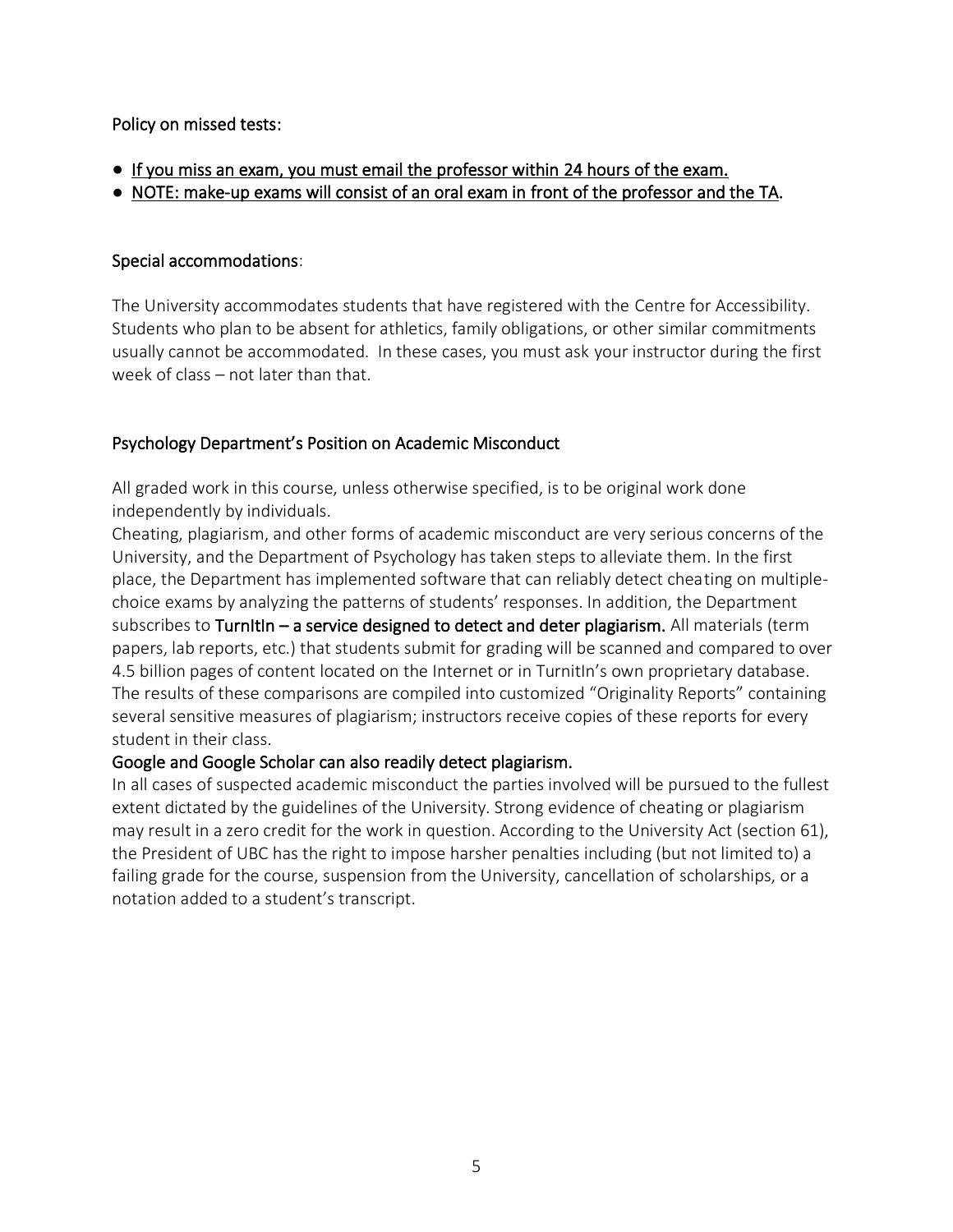Policy on missed tests:

- If you miss an exam, you must email the professor within 24 hours of the exam.
- NOTE: make-up exams will consist of an oral exam in front of the professor and the TA.

Special accommodations:

The University accommodates students that have registered with the Centre for Accessibility. Students who plan to be absent for athletics, family obligations, or other similar commitments usually cannot be accommodated. In these cases, you must ask your instructor during the first week of class – not later than that.

Psychology Department's Position on Academic Misconduct

All graded work in this course, unless otherwise specified, is to be original work done independently by individuals.

Cheating, plagiarism, and other forms of academic misconduct are very serious concerns of the University, and the Department of Psychology has taken steps to alleviate them. In the first place, the Department has implemented software that can reliably detect cheating on multiple-choice exams by analyzing the patterns of students' responses. In addition, the Department subscribes to **TurnItIn – a service designed to detect and deter plagiarism.** All materials (term papers, lab reports, etc.) that students submit for grading will be scanned and compared to over 4.5 billion pages of content located on the Internet or in TurnItIn's own proprietary database. The results of these comparisons are compiled into customized "Originality Reports" containing several sensitive measures of plagiarism; instructors receive copies of these reports for every student in their class.

**Google and Google Scholar can also readily detect plagiarism.**

In all cases of suspected academic misconduct the parties involved will be pursued to the fullest extent dictated by the guidelines of the University. Strong evidence of cheating or plagiarism may result in a zero credit for the work in question. According to the University Act (section 61), the President of UBC has the right to impose harsher penalties including (but not limited to) a failing grade for the course, suspension from the University, cancellation of scholarships, or a notation added to a student's transcript.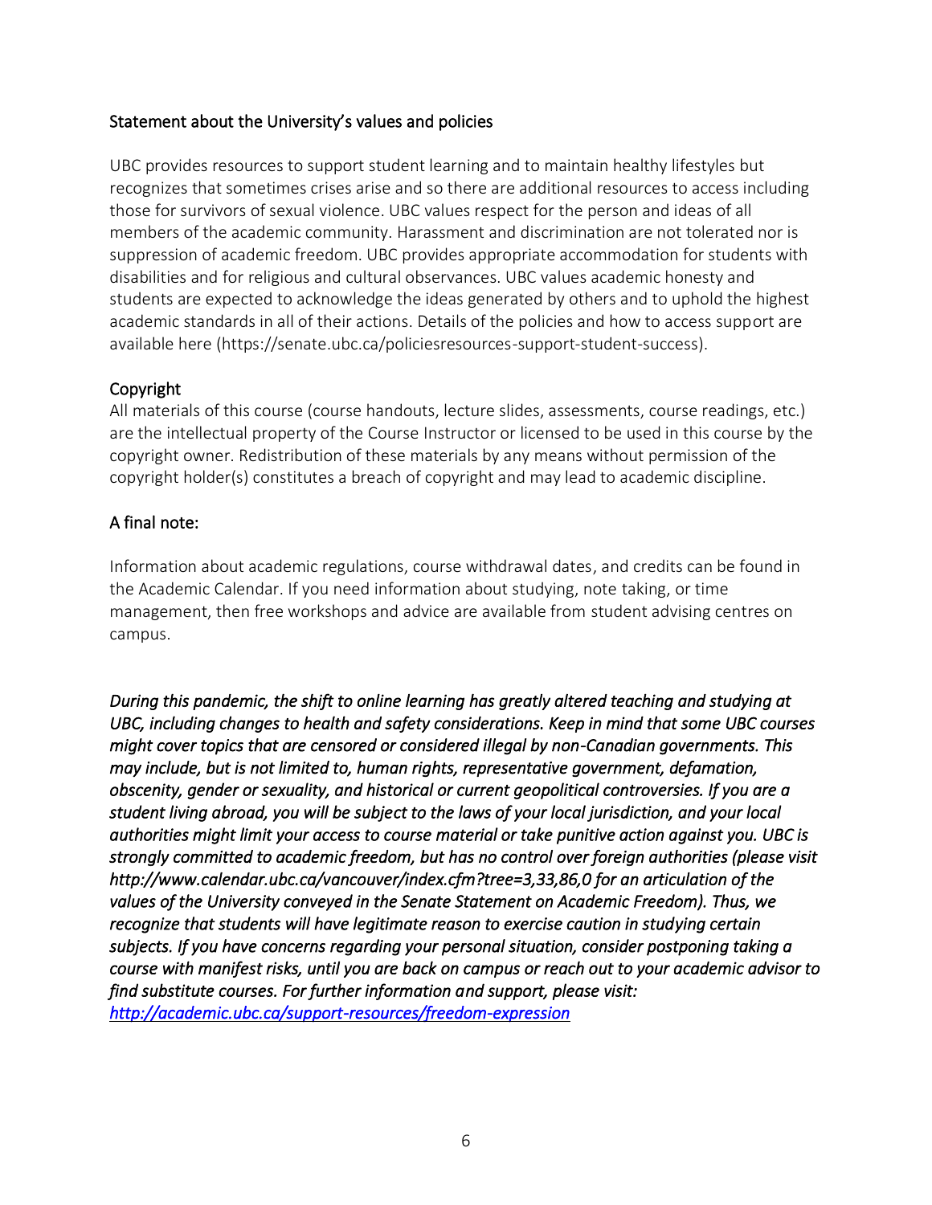### Statement about the University's values and policies

UBC provides resources to support student learning and to maintain healthy lifestyles but recognizes that sometimes crises arise and so there are additional resources to access including those for survivors of sexual violence. UBC values respect for the person and ideas of all members of the academic community. Harassment and discrimination are not tolerated nor is suppression of academic freedom. UBC provides appropriate accommodation for students with disabilities and for religious and cultural observances. UBC values academic honesty and students are expected to acknowledge the ideas generated by others and to uphold the highest academic standards in all of their actions. Details of the policies and how to access support are available here (https://senate.ubc.ca/policiesresources-support-student-success).

### Copyright

All materials of this course (course handouts, lecture slides, assessments, course readings, etc.) are the intellectual property of the Course Instructor or licensed to be used in this course by the copyright owner. Redistribution of these materials by any means without permission of the copyright holder(s) constitutes a breach of copyright and may lead to academic discipline.

### A final note:

Information about academic regulations, course withdrawal dates, and credits can be found in the Academic Calendar. If you need information about studying, note taking, or time management, then free workshops and advice are available from student advising centres on campus.

*During this pandemic, the shift to online learning has greatly altered teaching and studying at UBC, including changes to health and safety considerations. Keep in mind that some UBC courses might cover topics that are censored or considered illegal by non-Canadian governments. This may include, but is not limited to, human rights, representative government, defamation, obscenity, gender or sexuality, and historical or current geopolitical controversies. If you are a student living abroad, you will be subject to the laws of your local jurisdiction, and your local authorities might limit your access to course material or take punitive action against you. UBC is strongly committed to academic freedom, but has no control over foreign authorities (please visit http://www.calendar.ubc.ca/vancouver/index.cfm?tree=3,33,86,0 for an articulation of the values of the University conveyed in the Senate Statement on Academic Freedom). Thus, we recognize that students will have legitimate reason to exercise caution in studying certain subjects. If you have concerns regarding your personal situation, consider postponing taking a course with manifest risks, until you are back on campus or reach out to your academic advisor to find substitute courses. For further information and support, please visit: [http://academic.ubc.ca/support-resources/freedom-expression](http://academic.ubc.ca/support-resources/freedom-expression)*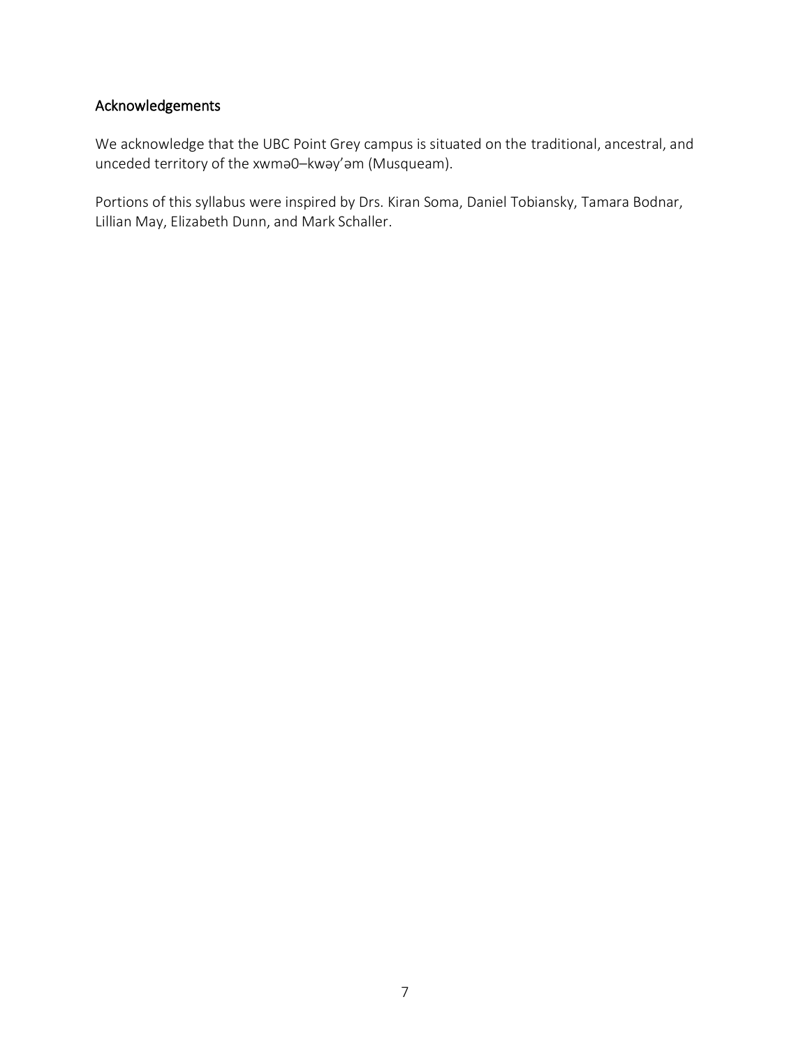## Acknowledgements

We acknowledge that the UBC Point Grey campus is situated on the traditional, ancestral, and unceded territory of the xwməθkwəy̓əm (Musqueam).

Portions of this syllabus were inspired by Drs. Kiran Soma, Daniel Tobiansky, Tamara Bodnar, Lillian May, Elizabeth Dunn, and Mark Schaller.